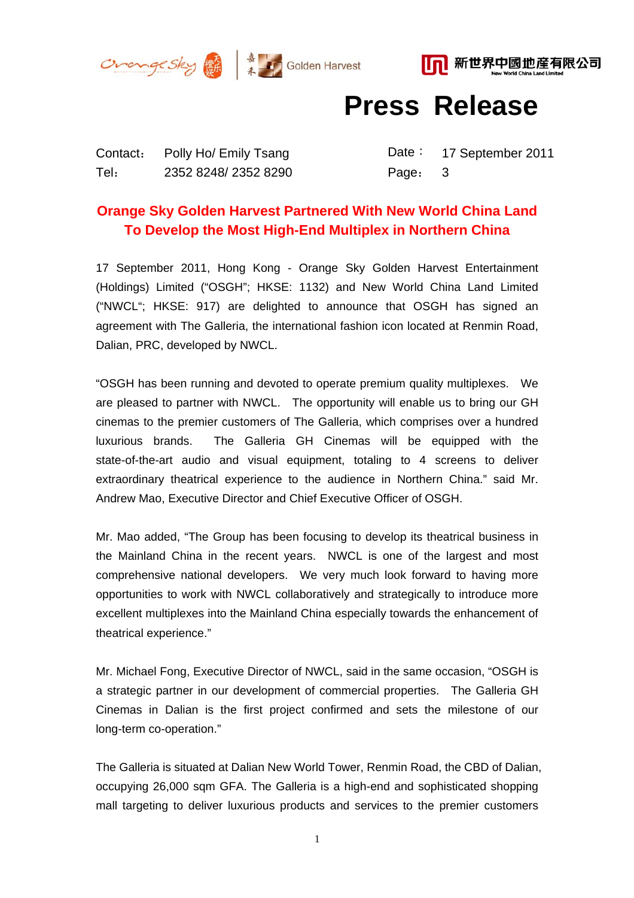# Press Release

| Contact： | Polly Ho/ Emily Tsang | Date： | 17 September 2011 |
|---|---|---|---|
| Tel： | 2352 8248/ 2352 8290 | Page： | 3 |

## Orange Sky Golden Harvest Partnered With New World China Land To Develop the Most High-End Multiplex in Northern China

17 September 2011, Hong Kong - Orange Sky Golden Harvest Entertainment (Holdings) Limited ("OSGH"; HKSE: 1132) and New World China Land Limited ("NWCL"; HKSE: 917) are delighted to announce that OSGH has signed an agreement with The Galleria, the international fashion icon located at Renmin Road, Dalian, PRC, developed by NWCL.

"OSGH has been running and devoted to operate premium quality multiplexes. We are pleased to partner with NWCL. The opportunity will enable us to bring our GH cinemas to the premier customers of The Galleria, which comprises over a hundred luxurious brands. The Galleria GH Cinemas will be equipped with the state-of-the-art audio and visual equipment, totaling to 4 screens to deliver extraordinary theatrical experience to the audience in Northern China." said Mr. Andrew Mao, Executive Director and Chief Executive Officer of OSGH.

Mr. Mao added, "The Group has been focusing to develop its theatrical business in the Mainland China in the recent years. NWCL is one of the largest and most comprehensive national developers. We very much look forward to having more opportunities to work with NWCL collaboratively and strategically to introduce more excellent multiplexes into the Mainland China especially towards the enhancement of theatrical experience."

Mr. Michael Fong, Executive Director of NWCL, said in the same occasion, "OSGH is a strategic partner in our development of commercial properties. The Galleria GH Cinemas in Dalian is the first project confirmed and sets the milestone of our long-term co-operation."

The Galleria is situated at Dalian New World Tower, Renmin Road, the CBD of Dalian, occupying 26,000 sqm GFA. The Galleria is a high-end and sophisticated shopping mall targeting to deliver luxurious products and services to the premier customers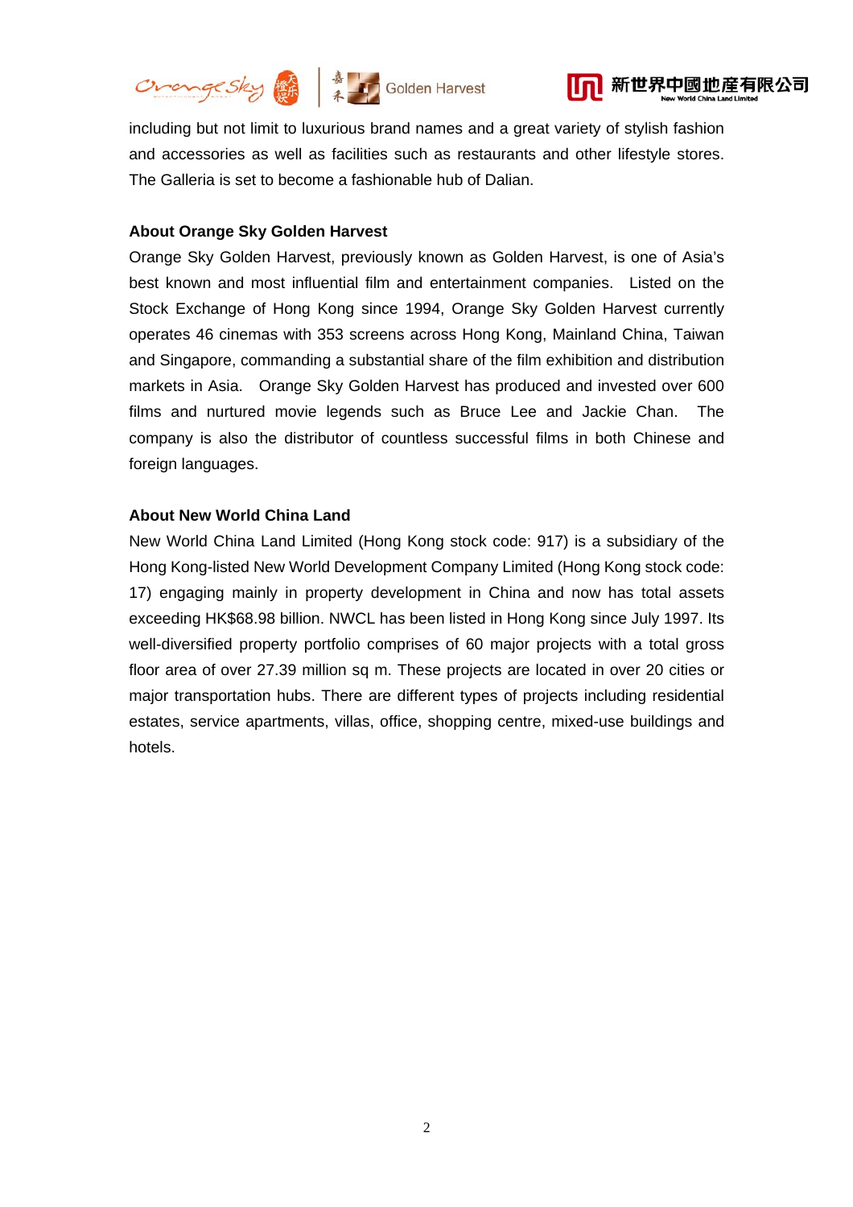including but not limit to luxurious brand names and a great variety of stylish fashion and accessories as well as facilities such as restaurants and other lifestyle stores. The Galleria is set to become a fashionable hub of Dalian.

**About Orange Sky Golden Harvest**

Orange Sky Golden Harvest, previously known as Golden Harvest, is one of Asia's best known and most influential film and entertainment companies. Listed on the Stock Exchange of Hong Kong since 1994, Orange Sky Golden Harvest currently operates 46 cinemas with 353 screens across Hong Kong, Mainland China, Taiwan and Singapore, commanding a substantial share of the film exhibition and distribution markets in Asia. Orange Sky Golden Harvest has produced and invested over 600 films and nurtured movie legends such as Bruce Lee and Jackie Chan. The company is also the distributor of countless successful films in both Chinese and foreign languages.

**About New World China Land**

New World China Land Limited (Hong Kong stock code: 917) is a subsidiary of the Hong Kong-listed New World Development Company Limited (Hong Kong stock code: 17) engaging mainly in property development in China and now has total assets exceeding HK$68.98 billion. NWCL has been listed in Hong Kong since July 1997. Its well-diversified property portfolio comprises of 60 major projects with a total gross floor area of over 27.39 million sq m. These projects are located in over 20 cities or major transportation hubs. There are different types of projects including residential estates, service apartments, villas, office, shopping centre, mixed-use buildings and hotels.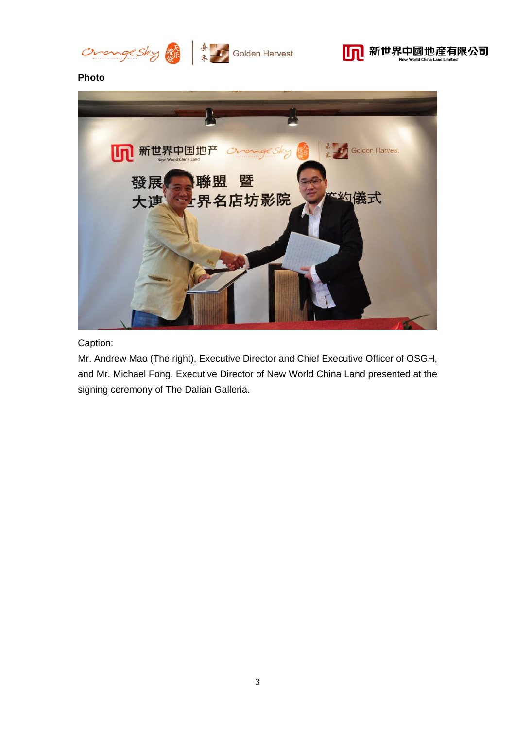**Photo**

Caption:

Mr. Andrew Mao (The right), Executive Director and Chief Executive Officer of OSGH, and Mr. Michael Fong, Executive Director of New World China Land presented at the signing ceremony of The Dalian Galleria.